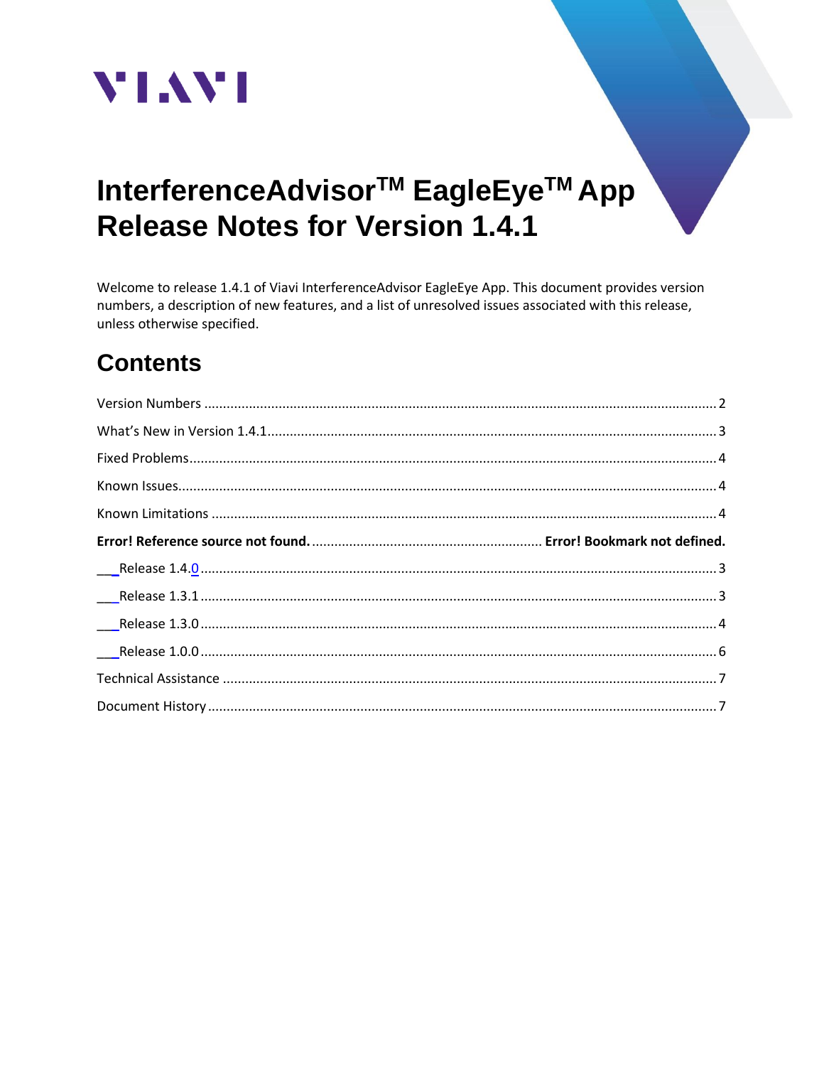VIAVI

# InterferenceAdvisor™ EagleEye™ App Release Notes for Version 1.4.1

Welcome to release 1.4.1 of Viavi InterferenceAdvisor EagleEye App. This document provides version numbers, a description of new features, and a list of unresolved issues associated with this release, unless otherwise specified.

## Contents

Version Numbers ........................................................................ 2

What's New in Version 1.4.1 ........................................................ 3

Fixed Problems ........................................................................... 4

Known Issues .............................................................................. 4

Known Limitations ....................................................................... 4

**Error! Reference source not found.** ................................. **Error! Bookmark not defined.**

Release 1.4.0 ........................................................................... 3

Release 1.3.1 ........................................................................... 3

Release 1.3.0 ........................................................................... 4

Release 1.0.0 ........................................................................... 6

Technical Assistance .................................................................. 7

Document History ...................................................................... 7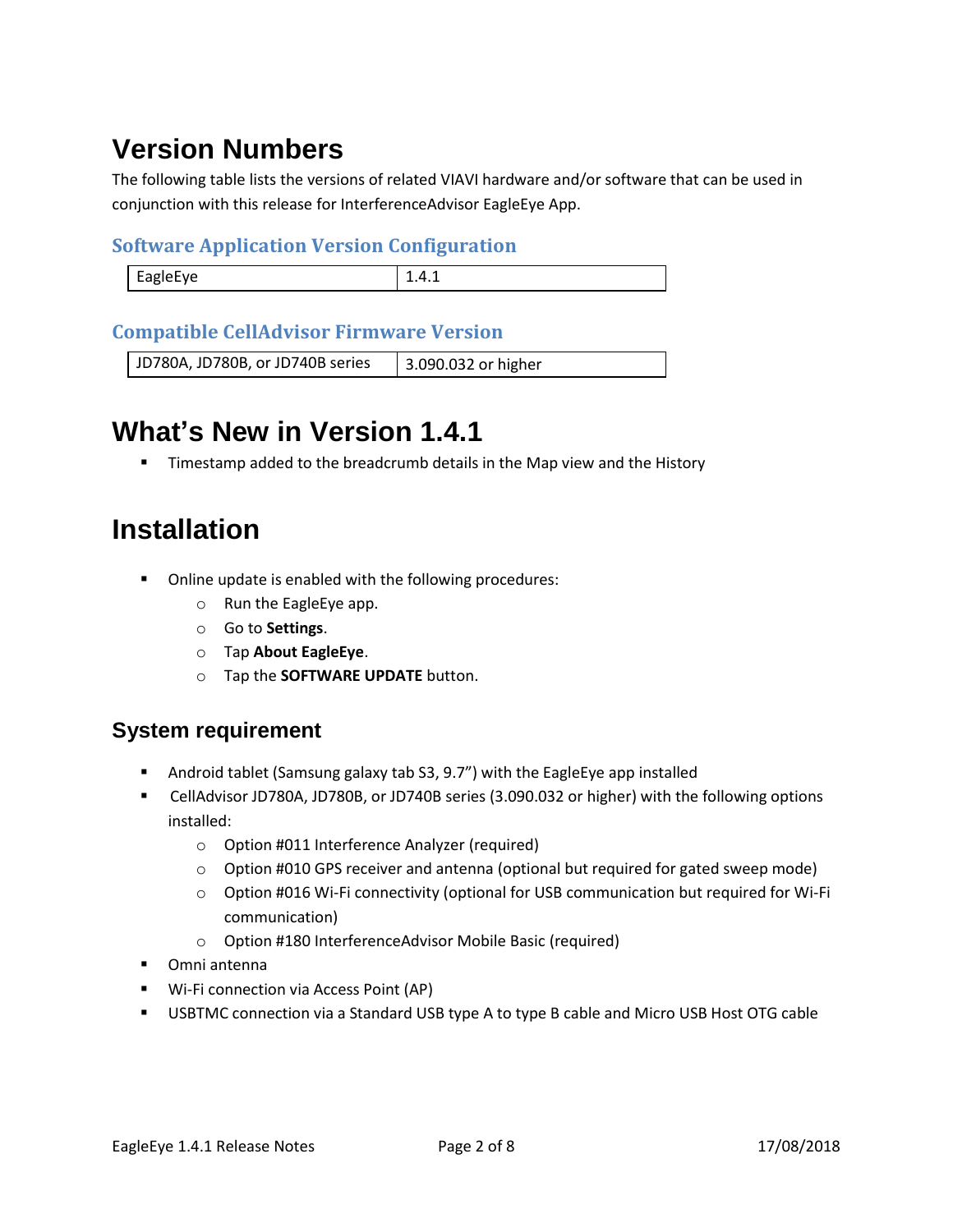# Version Numbers

The following table lists the versions of related VIAVI hardware and/or software that can be used in conjunction with this release for InterferenceAdvisor EagleEye App.

### Software Application Version Configuration

| EagleEye | 1.4.1 |
|---|---|

### Compatible CellAdvisor Firmware Version

| JD780A, JD780B, or JD740B series | 3.090.032 or higher |
|---|---|

# What's New in Version 1.4.1

- Timestamp added to the breadcrumb details in the Map view and the History

# Installation

- Online update is enabled with the following procedures:
  - Run the EagleEye app.
  - Go to **Settings**.
  - Tap **About EagleEye**.
  - Tap the **SOFTWARE UPDATE** button.

## System requirement

- Android tablet (Samsung galaxy tab S3, 9.7") with the EagleEye app installed
- CellAdvisor JD780A, JD780B, or JD740B series (3.090.032 or higher) with the following options installed:
  - Option #011 Interference Analyzer (required)
  - Option #010 GPS receiver and antenna (optional but required for gated sweep mode)
  - Option #016 Wi-Fi connectivity (optional for USB communication but required for Wi-Fi communication)
  - Option #180 InterferenceAdvisor Mobile Basic (required)
- Omni antenna
- Wi-Fi connection via Access Point (AP)
- USBTMC connection via a Standard USB type A to type B cable and Micro USB Host OTG cable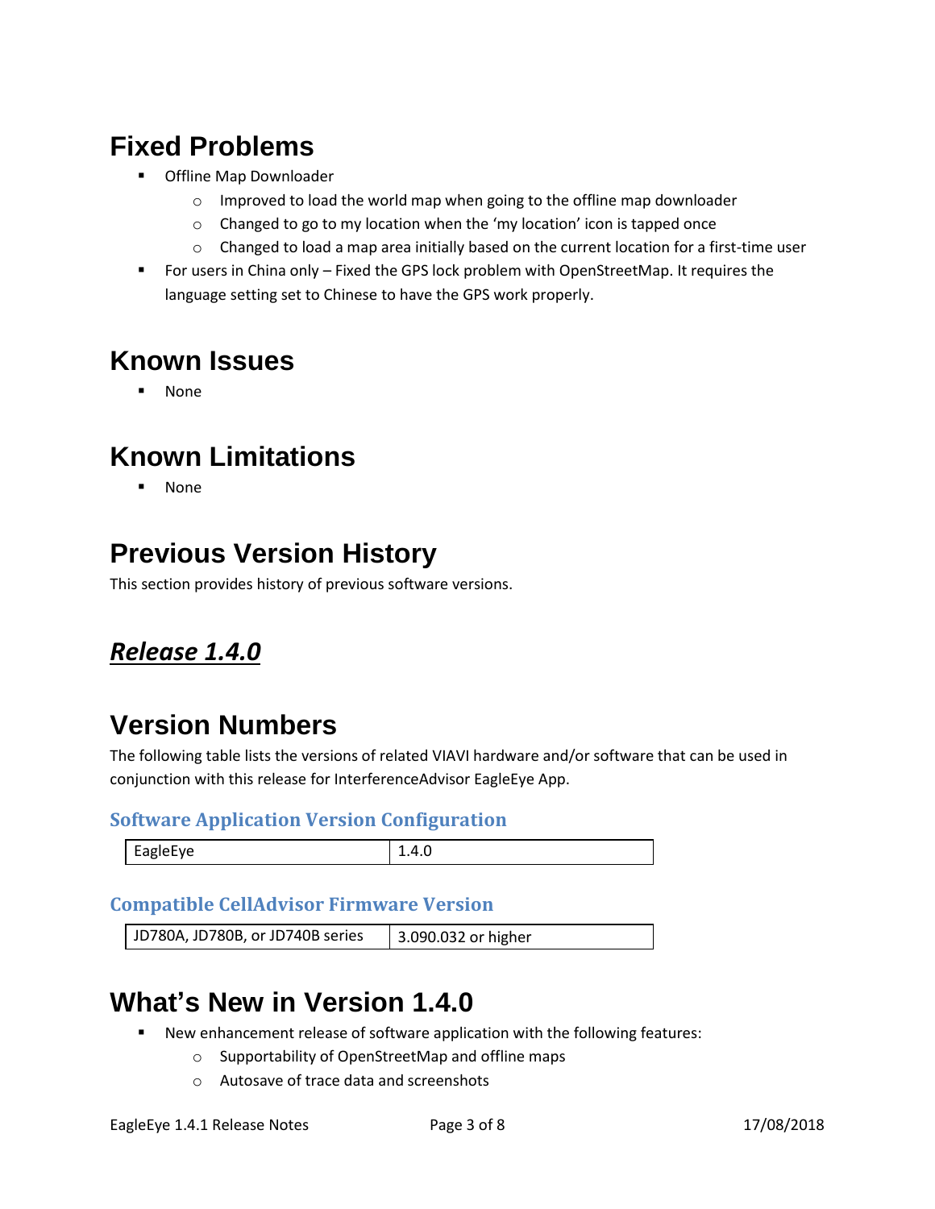# Fixed Problems

- Offline Map Downloader
  - Improved to load the world map when going to the offline map downloader
  - Changed to go to my location when the 'my location' icon is tapped once
  - Changed to load a map area initially based on the current location for a first-time user
- For users in China only – Fixed the GPS lock problem with OpenStreetMap. It requires the language setting set to Chinese to have the GPS work properly.

# Known Issues

- None

# Known Limitations

- None

# Previous Version History

This section provides history of previous software versions.

## ***Release 1.4.0***

# Version Numbers

The following table lists the versions of related VIAVI hardware and/or software that can be used in conjunction with this release for InterferenceAdvisor EagleEye App.

### Software Application Version Configuration

| EagleEye | 1.4.0 |
|---|---|

### Compatible CellAdvisor Firmware Version

| JD780A, JD780B, or JD740B series | 3.090.032 or higher |
|---|---|

# What's New in Version 1.4.0

- New enhancement release of software application with the following features:
  - Supportability of OpenStreetMap and offline maps
  - Autosave of trace data and screenshots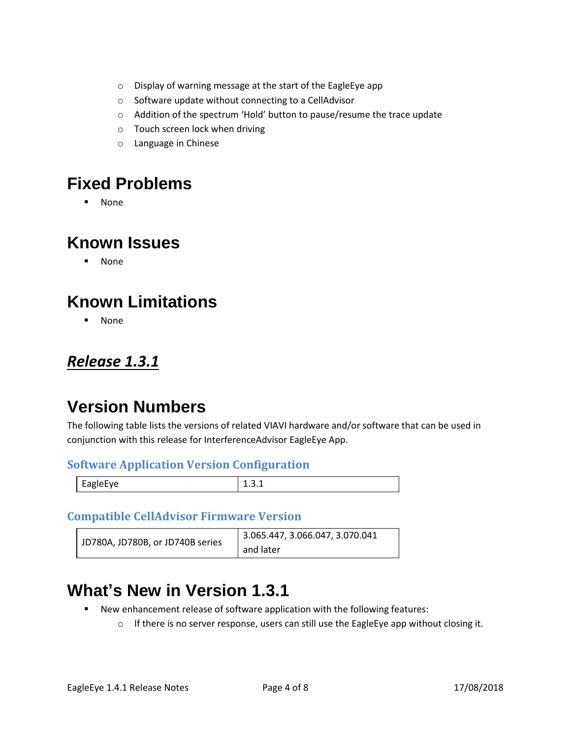- Display of warning message at the start of the EagleEye app
    - Software update without connecting to a CellAdvisor
    - Addition of the spectrum 'Hold' button to pause/resume the trace update
    - Touch screen lock when driving
    - Language in Chinese

# Fixed Problems

- None

# Known Issues

- None

# Known Limitations

- None

## ***Release 1.3.1***

# Version Numbers

The following table lists the versions of related VIAVI hardware and/or software that can be used in conjunction with this release for InterferenceAdvisor EagleEye App.

### Software Application Version Configuration

| EagleEye | 1.3.1 |
| --- | --- |

### Compatible CellAdvisor Firmware Version

| JD780A, JD780B, or JD740B series | 3.065.447, 3.066.047, 3.070.041 and later |
| --- | --- |

# What's New in Version 1.3.1

- New enhancement release of software application with the following features:
    - If there is no server response, users can still use the EagleEye app without closing it.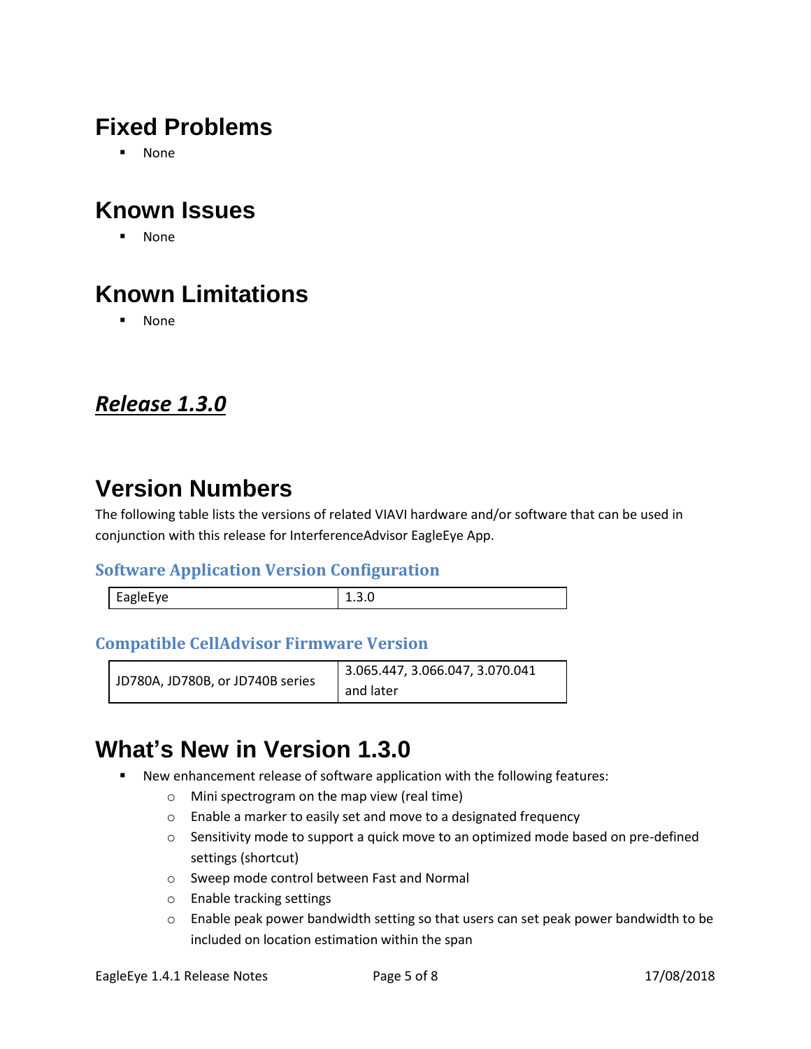# Fixed Problems

- None

# Known Issues

- None

# Known Limitations

- None

## ***Release 1.3.0***

# Version Numbers

The following table lists the versions of related VIAVI hardware and/or software that can be used in conjunction with this release for InterferenceAdvisor EagleEye App.

### Software Application Version Configuration

| EagleEye | 1.3.0 |
|---|---|

### Compatible CellAdvisor Firmware Version

| JD780A, JD780B, or JD740B series | 3.065.447, 3.066.047, 3.070.041 and later |
|---|---|

# What's New in Version 1.3.0

- New enhancement release of software application with the following features:
  - Mini spectrogram on the map view (real time)
  - Enable a marker to easily set and move to a designated frequency
  - Sensitivity mode to support a quick move to an optimized mode based on pre-defined settings (shortcut)
  - Sweep mode control between Fast and Normal
  - Enable tracking settings
  - Enable peak power bandwidth setting so that users can set peak power bandwidth to be included on location estimation within the span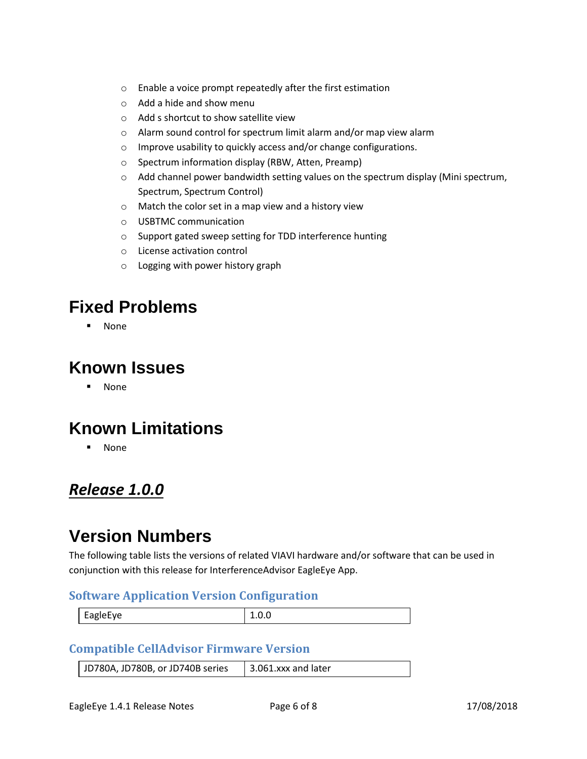- Enable a voice prompt repeatedly after the first estimation
- Add a hide and show menu
- Add s shortcut to show satellite view
- Alarm sound control for spectrum limit alarm and/or map view alarm
- Improve usability to quickly access and/or change configurations.
- Spectrum information display (RBW, Atten, Preamp)
- Add channel power bandwidth setting values on the spectrum display (Mini spectrum, Spectrum, Spectrum Control)
- Match the color set in a map view and a history view
- USBTMC communication
- Support gated sweep setting for TDD interference hunting
- License activation control
- Logging with power history graph

# Fixed Problems

- None

# Known Issues

- None

# Known Limitations

- None

## ***Release 1.0.0***

# Version Numbers

The following table lists the versions of related VIAVI hardware and/or software that can be used in conjunction with this release for InterferenceAdvisor EagleEye App.

### Software Application Version Configuration

| EagleEye | 1.0.0 |
|---|---|

### Compatible CellAdvisor Firmware Version

| JD780A, JD780B, or JD740B series | 3.061.xxx and later |
|---|---|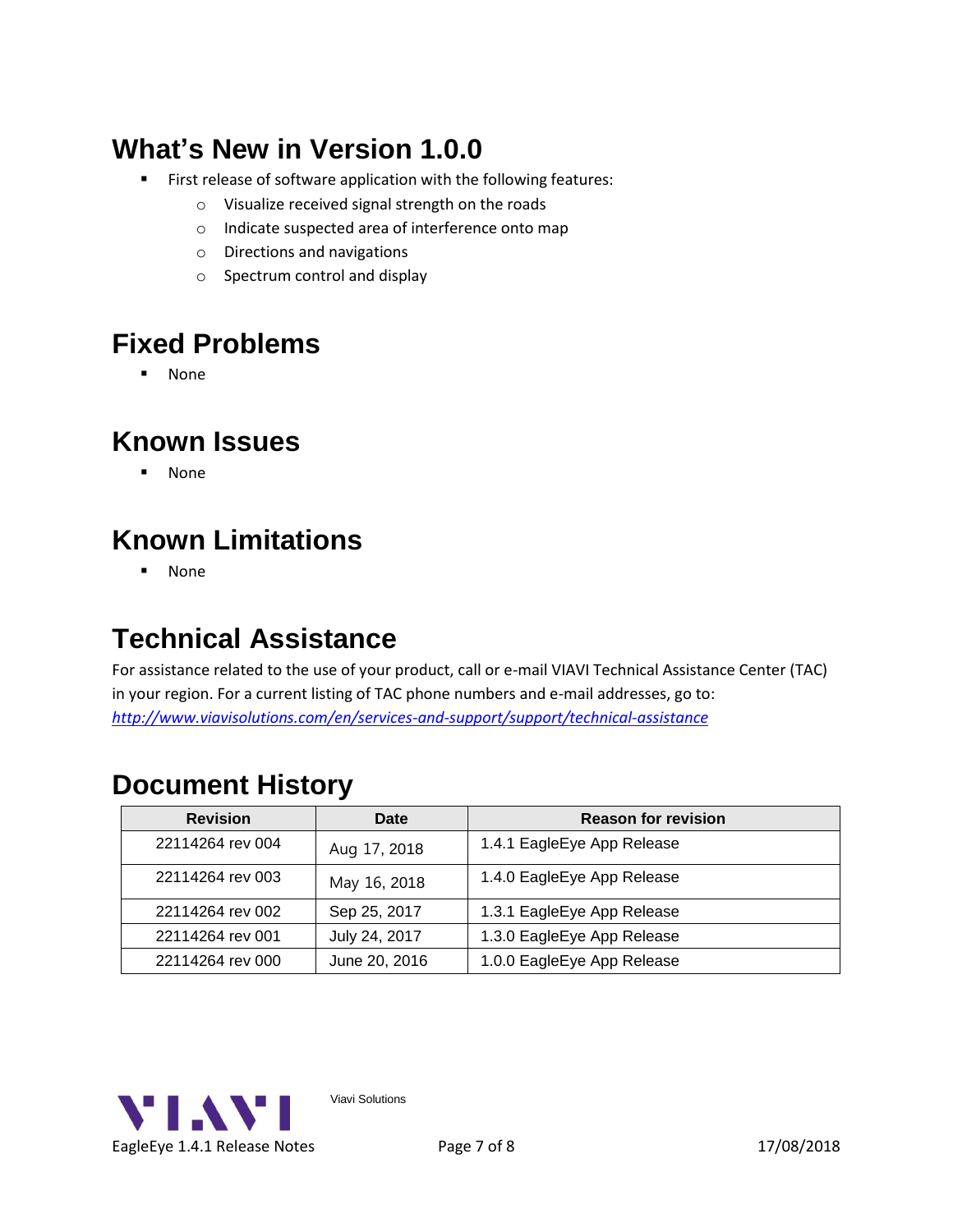## What's New in Version 1.0.0

- First release of software application with the following features:
  - Visualize received signal strength on the roads
  - Indicate suspected area of interference onto map
  - Directions and navigations
  - Spectrum control and display

## Fixed Problems

- None

## Known Issues

- None

## Known Limitations

- None

## Technical Assistance

For assistance related to the use of your product, call or e-mail VIAVI Technical Assistance Center (TAC) in your region. For a current listing of TAC phone numbers and e-mail addresses, go to: *http://www.viavisolutions.com/en/services-and-support/support/technical-assistance*

## Document History

| Revision | Date | Reason for revision |
| --- | --- | --- |
| 22114264 rev 004 | Aug 17, 2018 | 1.4.1 EagleEye App Release |
| 22114264 rev 003 | May 16, 2018 | 1.4.0 EagleEye App Release |
| 22114264 rev 002 | Sep 25, 2017 | 1.3.1 EagleEye App Release |
| 22114264 rev 001 | July 24, 2017 | 1.3.0 EagleEye App Release |
| 22114264 rev 000 | June 20, 2016 | 1.0.0 EagleEye App Release |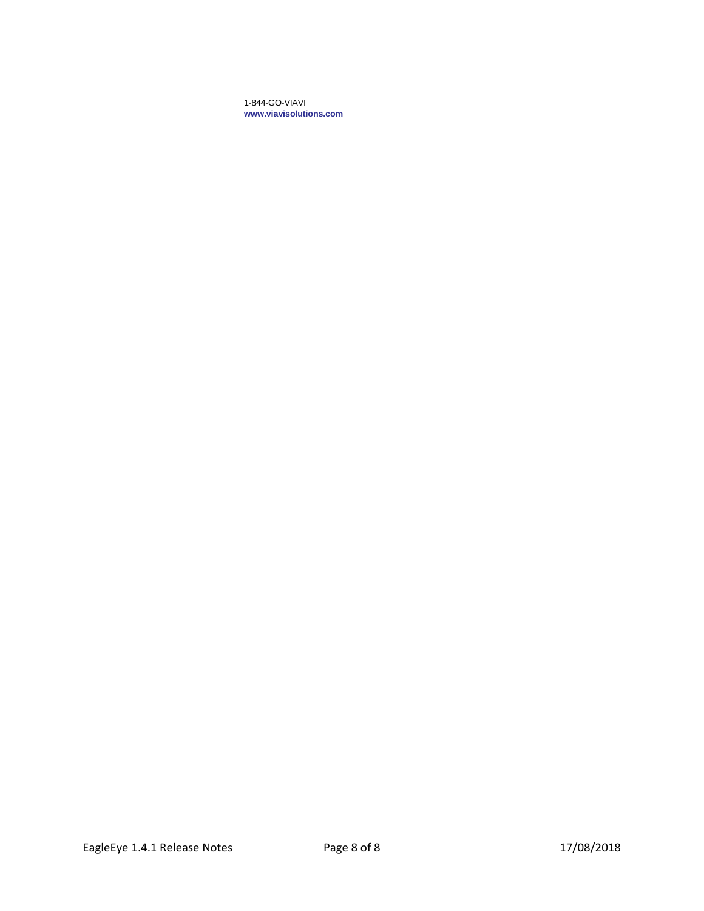1-844-GO-VIAVI
**www.viavisolutions.com**